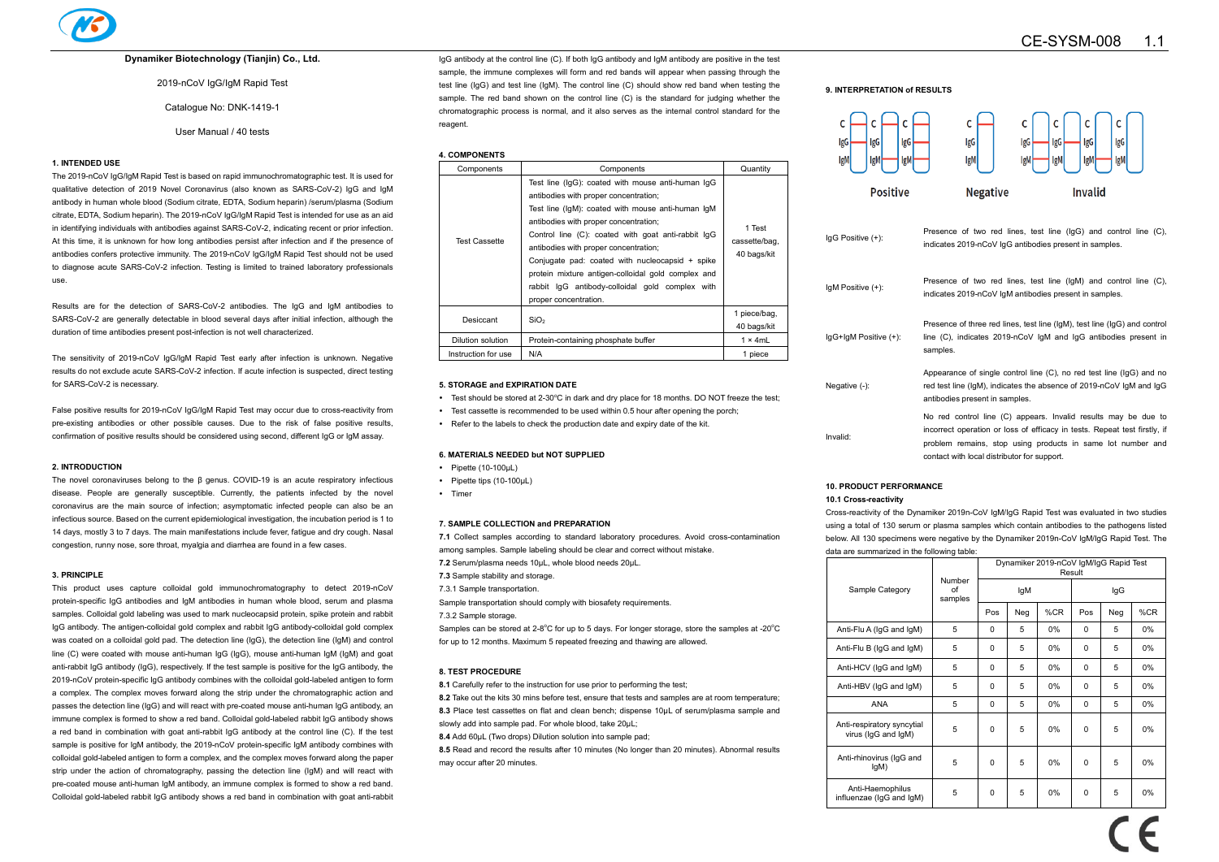**Dynamiker Biotechnology (Tianjin) Co., Ltd.**

2019-nCoV IgG/IgM Rapid Test

Catalogue No: DNK-1419-1

User Manual / 40 tests

## 1. INTENDED USE

The 2019-nCoV IgG/IgM Rapid Test is based on rapid immunochromatographic test. It is used for qualitative detection of 2019 Novel Coronavirus (also known as SARS-CoV-2) IgG and IgM antibody in human whole blood (Sodium citrate, EDTA, Sodium heparin) /serum/plasma (Sodium citrate, EDTA, Sodium heparin). The 2019-nCoV IgG/IgM Rapid Test is intended for use as an aid in identifying individuals with antibodies against SARS-CoV-2, indicating recent or prior infection. At this time, it is unknown for how long antibodies persist after infection and if the presence of antibodies confers protective immunity. The 2019-nCoV IgG/IgM Rapid Test should not be used to diagnose acute SARS-CoV-2 infection. Testing is limited to trained laboratory professionals use.

Results are for the detection of SARS-CoV-2 antibodies. The IgG and IgM antibodies to SARS-CoV-2 are generally detectable in blood several days after initial infection, although the duration of time antibodies present post-infection is not well characterized.

The sensitivity of 2019-nCoV IgG/IgM Rapid Test early after infection is unknown. Negative results do not exclude acute SARS-CoV-2 infection. If acute infection is suspected, direct testing for SARS-CoV-2 is necessary.

False positive results for 2019-nCoV IgG/IgM Rapid Test may occur due to cross-reactivity from pre-existing antibodies or other possible causes. Due to the risk of false positive results, confirmation of positive results should be considered using second, different IgG or IgM assay.

## 2. INTRODUCTION

The novel coronaviruses belong to the β genus. COVID-19 is an acute respiratory infectious disease. People are generally susceptible. Currently, the patients infected by the novel coronavirus are the main source of infection; asymptomatic infected people can also be an infectious source. Based on the current epidemiological investigation, the incubation period is 1 to 14 days, mostly 3 to 7 days. The main manifestations include fever, fatigue and dry cough. Nasal congestion, runny nose, sore throat, myalgia and diarrhea are found in a few cases.

## 3. PRINCIPLE

This product uses capture colloidal gold immunochromatography to detect 2019-nCoV protein-specific IgG antibodies and IgM antibodies in human whole blood, serum and plasma samples. Colloidal gold labeling was used to mark nucleocapsid protein, spike protein and rabbit IgG antibody. The antigen-colloidal gold complex and rabbit IgG antibody-colloidal gold complex was coated on a colloidal gold pad. The detection line (IgG), the detection line (IgM) and control line (C) were coated with mouse anti-human IgG (IgG), mouse anti-human IgM (IgM) and goat anti-rabbit IgG antibody (IgG), respectively. If the test sample is positive for the IgG antibody, the 2019-nCoV protein-specific IgG antibody combines with the colloidal gold-labeled antigen to form a complex. The complex moves forward along the strip under the chromatographic action and passes the detection line (IgG) and will react with pre-coated mouse anti-human IgG antibody, an immune complex is formed to show a red band. Colloidal gold-labeled rabbit IgG antibody shows a red band in combination with goat anti-rabbit IgG antibody at the control line (C). If the test sample is positive for IgM antibody, the 2019-nCoV protein-specific IgM antibody combines with colloidal gold-labeled antigen to form a complex, and the complex moves forward along the paper strip under the action of chromatography, passing the detection line (IgM) and will react with pre-coated mouse anti-human IgM antibody, an immune complex is formed to show a red band. Colloidal gold-labeled rabbit IgG antibody shows a red band in combination with goat anti-rabbit IgG antibody at the control line (C). If both IgG antibody and IgM antibody are positive in the test sample, the immune complexes will form and red bands will appear when passing through the test line (IgG) and test line (IgM). The control line (C) should show red band when testing the sample. The red band shown on the control line (C) is the standard for judging whether the chromatographic process is normal, and it also serves as the internal control standard for the reagent.

## 4. COMPONENTS

| Components | Components | Quantity |
|---|---|---|
| Test Cassette | Test line (IgG): coated with mouse anti-human IgG antibodies with proper concentration; Test line (IgM): coated with mouse anti-human IgM antibodies with proper concentration; Control line (C): coated with goat anti-rabbit IgG antibodies with proper concentration; Conjugate pad: coated with nucleocapsid + spike protein mixture antigen-colloidal gold complex and rabbit IgG antibody-colloidal gold complex with proper concentration. | 1 Test cassette/bag, 40 bags/kit |
| Desiccant | $SiO_2$ | 1 piece/bag, 40 bags/kit |
| Dilution solution | Protein-containing phosphate buffer | 1 × 4mL |
| Instruction for use | N/A | 1 piece |

## 5. STORAGE and EXPIRATION DATE

- Test should be stored at 2-30°C in dark and dry place for 18 months. DO NOT freeze the test;
- Test cassette is recommended to be used within 0.5 hour after opening the porch;
- Refer to the labels to check the production date and expiry date of the kit.

## 6. MATERIALS NEEDED but NOT SUPPLIED

- Pipette (10-100μL)
- Pipette tips (10-100μL)
- Timer

## 7. SAMPLE COLLECTION and PREPARATION

**7.1** Collect samples according to standard laboratory procedures. Avoid cross-contamination among samples. Sample labeling should be clear and correct without mistake.

**7.2** Serum/plasma needs 10μL, whole blood needs 20μL.

**7.3** Sample stability and storage.

7.3.1 Sample transportation.

Sample transportation should comply with biosafety requirements.

7.3.2 Sample storage.

Samples can be stored at 2-8°C for up to 5 days. For longer storage, store the samples at -20°C for up to 12 months. Maximum 5 repeated freezing and thawing are allowed.

## 8. TEST PROCEDURE

**8.1** Carefully refer to the instruction for use prior to performing the test;

**8.2** Take out the kits 30 mins before test, ensure that tests and samples are at room temperature;

**8.3** Place test cassettes on flat and clean bench; dispense 10μL of serum/plasma sample and slowly add into sample pad. For whole blood, take 20μL;

**8.4** Add 60μL (Two drops) Dilution solution into sample pad;

**8.5** Read and record the results after 10 minutes (No longer than 20 minutes). Abnormal results may occur after 20 minutes.

## 9. INTERPRETATION of RESULTS

Positive | Negative | Invalid

| | |
|---|---|
| IgG Positive (+): | Presence of two red lines, test line (IgG) and control line (C), indicates 2019-nCoV IgG antibodies present in samples. |
| IgM Positive (+): | Presence of two red lines, test line (IgM) and control line (C), indicates 2019-nCoV IgM antibodies present in samples. |
| IgG+IgM Positive (+): | Presence of three red lines, test line (IgM), test line (IgG) and control line (C), indicates 2019-nCoV IgM and IgG antibodies present in samples. |
| Negative (-): | Appearance of single control line (C), no red test line (IgG) and no red test line (IgM), indicates the absence of 2019-nCoV IgM and IgG antibodies present in samples. |
| Invalid: | No red control line (C) appears. Invalid results may be due to incorrect operation or loss of efficacy in tests. Repeat test firstly, if problem remains, stop using products in same lot number and contact with local distributor for support. |

## 10. PRODUCT PERFORMANCE

### 10.1 Cross-reactivity

Cross-reactivity of the Dynamiker 2019n-CoV IgM/IgG Rapid Test was evaluated in two studies using a total of 130 serum or plasma samples which contain antibodies to the pathogens listed below. All 130 specimens were negative by the Dynamiker 2019n-CoV IgM/IgG Rapid Test. The data are summarized in the following table:

| Sample Category | Number of samples | Dynamiker 2019-nCoV IgM/IgG Rapid Test Result | | | | | |
|---|---|---|---|---|---|---|---|
| | | IgM | | | IgG | | |
| | | Pos | Neg | %CR | Pos | Neg | %CR |
| Anti-Flu A (IgG and IgM) | 5 | 0 | 5 | 0% | 0 | 5 | 0% |
| Anti-Flu B (IgG and IgM) | 5 | 0 | 5 | 0% | 0 | 5 | 0% |
| Anti-HCV (IgG and IgM) | 5 | 0 | 5 | 0% | 0 | 5 | 0% |
| Anti-HBV (IgG and IgM) | 5 | 0 | 5 | 0% | 0 | 5 | 0% |
| ANA | 5 | 0 | 5 | 0% | 0 | 5 | 0% |
| Anti-respiratory syncytial virus (IgG and IgM) | 5 | 0 | 5 | 0% | 0 | 5 | 0% |
| Anti-rhinovirus (IgG and IgM) | 5 | 0 | 5 | 0% | 0 | 5 | 0% |
| Anti-Haemophilus influenzae (IgG and IgM) | 5 | 0 | 5 | 0% | 0 | 5 | 0% |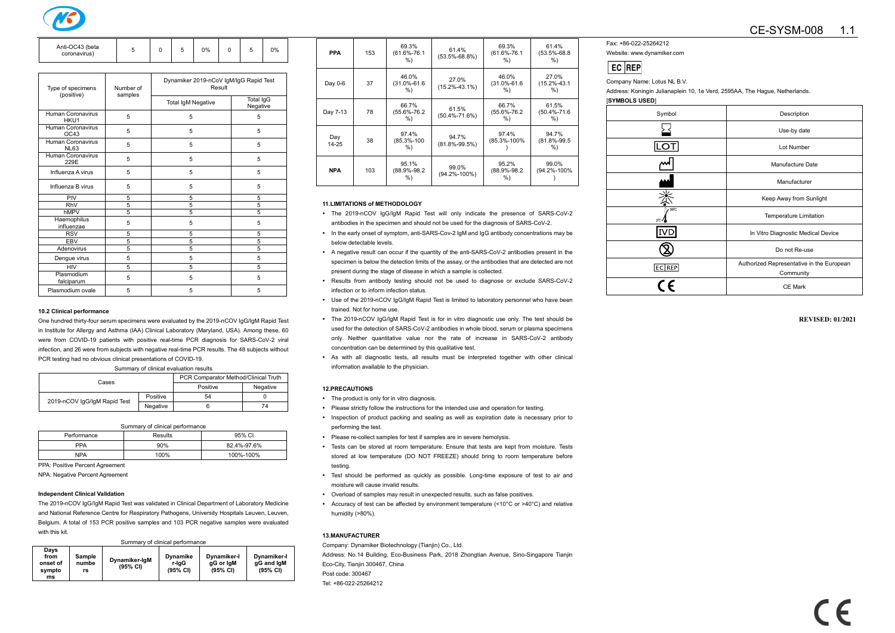| Anti-OC43 (beta coronavirus) | 5 | 0 | 5 | 0% | 0 | 5 | 0% |
|---|---|---|---|---|---|---|---|

| Type of specimens (positive) | Number of samples | Dynamiker 2019-nCoV IgM/IgG Rapid Test Result | |
|---|---|---|---|
| | | Total IgM Negative | Total IgG Negative |
| Human Coronavirus HKU1 | 5 | 5 | 5 |
| Human Coronavirus OC43 | 5 | 5 | 5 |
| Human Coronavirus NL63 | 5 | 5 | 5 |
| Human Coronavirus 229E | 5 | 5 | 5 |
| Influenza A virus | 5 | 5 | 5 |
| Influenza B virus | 5 | 5 | 5 |
| PIV | 5 | 5 | 5 |
| RhV | 5 | 5 | 5 |
| hMPV | 5 | 5 | 5 |
| Haemophilus influenzae | 5 | 5 | 5 |
| RSV | 5 | 5 | 5 |
| EBV | 5 | 5 | 5 |
| Adenovirus | 5 | 5 | 5 |
| Dengue virus | 5 | 5 | 5 |
| HIV | 5 | 5 | 5 |
| Plasmodium falciparum | 5 | 5 | 5 |
| Plasmodium ovale | 5 | 5 | 5 |

### 10.2 Clinical performance

One hundred thirty-four serum specimens were evaluated by the 2019-nCOV IgG/IgM Rapid Test in Institute for Allergy and Asthma (IAA) Clinical Laboratory (Maryland, USA). Among these, 60 were from COVID-19 patients with positive real-time PCR diagnosis for SARS-CoV-2 viral infection, and 26 were from subjects with negative real-time PCR results. The 48 subjects without PCR testing had no obvious clinical presentations of COVID-19.

Summary of clinical evaluation results

| Cases | | PCR Comparator Method/Clinical Truth | |
|---|---|---|---|
| | | Positive | Negative |
| 2019-nCOV IgG/IgM Rapid Test | Positive | 54 | 0 |
| | Negative | 6 | 74 |

Summary of clinical performance

| Performance | Results | 95% CI |
|---|---|---|
| PPA | 90% | 82.4%-97.6% |
| NPA | 100% | 100%-100% |

PPA: Positive Percent Agreement

NPA: Negative Percent Agreement

### Independent Clinical Validation

The 2019-nCOV IgG/IgM Rapid Test was validated in Clinical Department of Laboratory Medicine and National Reference Centre for Respiratory Pathogens, University Hospitals Leuven, Leuven, Belgium. A total of 153 PCR positive samples and 103 PCR negative samples were evaluated with this kit.

Summary of clinical performance

| Days from onset of symptoms | Sample numbers | Dynamiker-IgM (95% CI) | Dynamiker-IgG (95% CI) | Dynamiker-IgG or IgM (95% CI) | Dynamiker-IgG and IgM (95% CI) |
|---|---|---|---|---|---|
| PPA | 153 | 69.3% (61.6%-76.1%) | 61.4% (53.5%-68.8%) | 69.3% (61.6%-76.1%) | 61.4% (53.5%-68.8%) |
| Day 0-6 | 37 | 46.0% (31.0%-61.6%) | 27.0% (15.2%-43.1%) | 46.0% (31.0%-61.6%) | 27.0% (15.2%-43.1%) |
| Day 7-13 | 78 | 66.7% (55.6%-76.2%) | 61.5% (50.4%-71.6%) | 66.7% (55.6%-76.2%) | 61.5% (50.4%-71.6%) |
| Day 14-25 | 38 | 97.4% (85.3%-100%) | 94.7% (81.8%-99.5%) | 97.4% (85.3%-100%) | 94.7% (81.8%-99.5%) |
| NPA | 103 | 95.1% (88.9%-98.2%) | 99.0% (94.2%-100%) | 95.2% (88.9%-98.2%) | 99.0% (94.2%-100%) |

### 11.LIMITATIONS of METHODOLOGY

- The 2019-nCOV IgG/IgM Rapid Test will only indicate the presence of SARS-CoV-2 antibodies in the specimen and should not be used for the diagnosis of SARS-CoV-2.
- In the early onset of symptom, anti-SARS-Cov-2 IgM and IgG antibody concentrations may be below detectable levels.
- A negative result can occur if the quantity of the anti-SARS-CoV-2 antibodies present in the specimen is below the detection limits of the assay, or the antibodies that are detected are not present during the stage of disease in which a sample is collected.
- Results from antibody testing should not be used to diagnose or exclude SARS-CoV-2 infection or to inform infection status.
- Use of the 2019-nCOV IgG/IgM Rapid Test is limited to laboratory personnel who have been trained. Not for home use.
- The 2019-nCOV IgG/IgM Rapid Test is for in vitro diagnostic use only. The test should be used for the detection of SARS-CoV-2 antibodies in whole blood, serum or plasma specimens only. Neither quantitative value nor the rate of increase in SARS-CoV-2 antibody concentration can be determined by this qualitative test.
- As with all diagnostic tests, all results must be interpreted together with other clinical information available to the physician.

### 12.PRECAUTIONS

- The product is only for in vitro diagnosis.
- Please strictly follow the instructions for the intended use and operation for testing.
- Inspection of product packing and sealing as well as expiration date is necessary prior to performing the test.
- Please re-collect samples for test if samples are in severe hemolysis.
- Tests can be stored at room temperature. Ensure that tests are kept from moisture. Tests stored at low temperature (DO NOT FREEZE) should bring to room temperature before testing.
- Test should be performed as quickly as possible. Long-time exposure of test to air and moisture will cause invalid results.
- Overload of samples may result in unexpected results, such as false positives.
- Accuracy of test can be affected by environment temperature (<10°C or >40°C) and relative humidity (>80%).

### 13.MANUFACTURER

Company: Dynamiker Biotechnology (Tianjin) Co., Ltd.

Address: No.14 Building, Eco-Business Park, 2018 Zhongtian Avenue, Sino-Singapore Tianjin Eco-City, Tianjin 300467, China

Post code: 300467

Tel: +86-022-25264212

Fax: +86-022-25264212

Website: www.dynamiker.com

EC REP

Company Name: Lotus NL B.V.

Address: Koningin Julianaplein 10, 1e Verd, 2595AA, The Hague, Netherlands.

[SYMBOLS USED]

| Symbol | Description |
|---|---|
| | Use-by date |
| LOT | Lot Number |
| | Manufacture Date |
| | Manufacturer |
| | Keep Away from Sunlight |
| 2°C–30°C | Temperature Limitation |
| IVD | In Vitro Diagnostic Medical Device |
| | Do not Re-use |
| EC REP | Authorized Representative in the European Community |
| CE | CE Mark |

**REVISED: 01/2021**